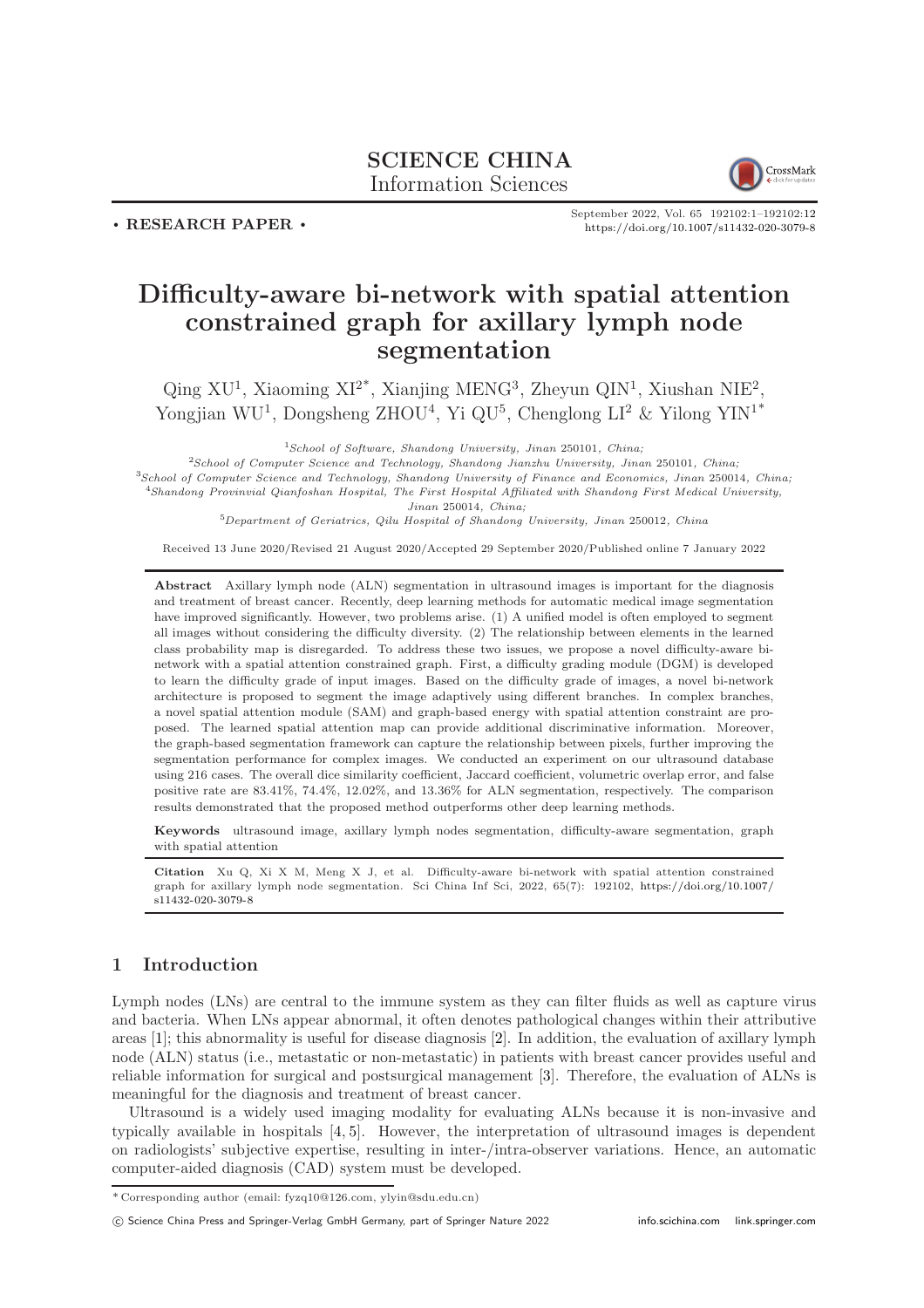**SCIENCE CHINA**
Information Sciences

• **RESEARCH PAPER** •

September 2022, Vol. 65 192102:1–192102:12
https://doi.org/10.1007/s11432-020-3079-8

# Difficulty-aware bi-network with spatial attention constrained graph for axillary lymph node segmentation

Qing XU[1], Xiaoming XI[2*], Xianjing MENG[3], Zheyun QIN[1], Xiushan NIE[2], Yongjian WU[1], Dongsheng ZHOU[4], Yi QU[5], Chenglong LI[2] & Yilong YIN[1*]

[1] *School of Software, Shandong University, Jinan* 250101*, China;*
[2] *School of Computer Science and Technology, Shandong Jianzhu University, Jinan* 250101*, China;*
[3] *School of Computer Science and Technology, Shandong University of Finance and Economics, Jinan* 250014*, China;*
[4] *Shandong Provinvial Qianfoshan Hospital, The First Hospital Affiliated with Shandong First Medical University, Jinan* 250014*, China;*
[5] *Department of Geriatrics, Qilu Hospital of Shandong University, Jinan* 250012*, China*

Received 13 June 2020/Revised 21 August 2020/Accepted 29 September 2020/Published online 7 January 2022

**Abstract** Axillary lymph node (ALN) segmentation in ultrasound images is important for the diagnosis and treatment of breast cancer. Recently, deep learning methods for automatic medical image segmentation have improved significantly. However, two problems arise. (1) A unified model is often employed to segment all images without considering the difficulty diversity. (2) The relationship between elements in the learned class probability map is disregarded. To address these two issues, we propose a novel difficulty-aware bi-network with a spatial attention constrained graph. First, a difficulty grading module (DGM) is developed to learn the difficulty grade of input images. Based on the difficulty grade of images, a novel bi-network architecture is proposed to segment the image adaptively using different branches. In complex branches, a novel spatial attention module (SAM) and graph-based energy with spatial attention constraint are proposed. The learned spatial attention map can provide additional discriminative information. Moreover, the graph-based segmentation framework can capture the relationship between pixels, further improving the segmentation performance for complex images. We conducted an experiment on our ultrasound database using 216 cases. The overall dice similarity coefficient, Jaccard coefficient, volumetric overlap error, and false positive rate are 83.41%, 74.4%, 12.02%, and 13.36% for ALN segmentation, respectively. The comparison results demonstrated that the proposed method outperforms other deep learning methods.

**Keywords** ultrasound image, axillary lymph nodes segmentation, difficulty-aware segmentation, graph with spatial attention

**Citation** Xu Q, Xi X M, Meng X J, et al. Difficulty-aware bi-network with spatial attention constrained graph for axillary lymph node segmentation. Sci China Inf Sci, 2022, 65(7): 192102, https://doi.org/10.1007/s11432-020-3079-8

## 1 Introduction

Lymph nodes (LNs) are central to the immune system as they can filter fluids as well as capture virus and bacteria. When LNs appear abnormal, it often denotes pathological changes within their attributive areas [1]; this abnormality is useful for disease diagnosis [2]. In addition, the evaluation of axillary lymph node (ALN) status (i.e., metastatic or non-metastatic) in patients with breast cancer provides useful and reliable information for surgical and postsurgical management [3]. Therefore, the evaluation of ALNs is meaningful for the diagnosis and treatment of breast cancer.

Ultrasound is a widely used imaging modality for evaluating ALNs because it is non-invasive and typically available in hospitals [4, 5]. However, the interpretation of ultrasound images is dependent on radiologists' subjective expertise, resulting in inter-/intra-observer variations. Hence, an automatic computer-aided diagnosis (CAD) system must be developed.

* Corresponding author (email: fyzq10@126.com, ylyin@sdu.edu.cn)

© Science China Press and Springer-Verlag GmbH Germany, part of Springer Nature 2022 info.scichina.com link.springer.com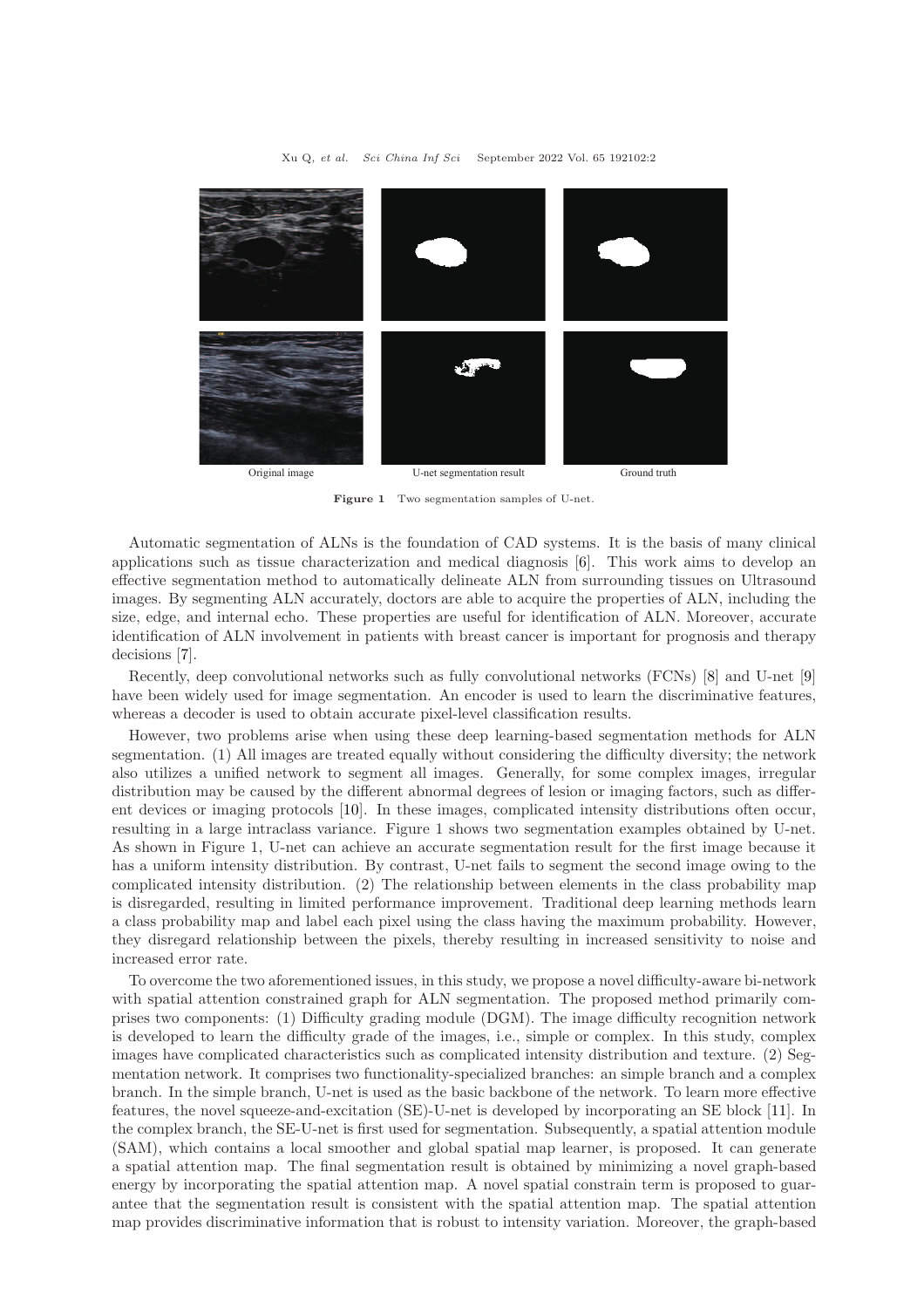Original image | U-net segmentation result | Ground truth

**Figure 1** Two segmentation samples of U-net.

Automatic segmentation of ALNs is the foundation of CAD systems. It is the basis of many clinical applications such as tissue characterization and medical diagnosis [6]. This work aims to develop an effective segmentation method to automatically delineate ALN from surrounding tissues on Ultrasound images. By segmenting ALN accurately, doctors are able to acquire the properties of ALN, including the size, edge, and internal echo. These properties are useful for identification of ALN. Moreover, accurate identification of ALN involvement in patients with breast cancer is important for prognosis and therapy decisions [7].

Recently, deep convolutional networks such as fully convolutional networks (FCNs) [8] and U-net [9] have been widely used for image segmentation. An encoder is used to learn the discriminative features, whereas a decoder is used to obtain accurate pixel-level classification results.

However, two problems arise when using these deep learning-based segmentation methods for ALN segmentation. (1) All images are treated equally without considering the difficulty diversity; the network also utilizes a unified network to segment all images. Generally, for some complex images, irregular distribution may be caused by the different abnormal degrees of lesion or imaging factors, such as different devices or imaging protocols [10]. In these images, complicated intensity distributions often occur, resulting in a large intraclass variance. Figure 1 shows two segmentation examples obtained by U-net. As shown in Figure 1, U-net can achieve an accurate segmentation result for the first image because it has a uniform intensity distribution. By contrast, U-net fails to segment the second image owing to the complicated intensity distribution. (2) The relationship between elements in the class probability map is disregarded, resulting in limited performance improvement. Traditional deep learning methods learn a class probability map and label each pixel using the class having the maximum probability. However, they disregard relationship between the pixels, thereby resulting in increased sensitivity to noise and increased error rate.

To overcome the two aforementioned issues, in this study, we propose a novel difficulty-aware bi-network with spatial attention constrained graph for ALN segmentation. The proposed method primarily comprises two components: (1) Difficulty grading module (DGM). The image difficulty recognition network is developed to learn the difficulty grade of the images, i.e., simple or complex. In this study, complex images have complicated characteristics such as complicated intensity distribution and texture. (2) Segmentation network. It comprises two functionality-specialized branches: an simple branch and a complex branch. In the simple branch, U-net is used as the basic backbone of the network. To learn more effective features, the novel squeeze-and-excitation (SE)-U-net is developed by incorporating an SE block [11]. In the complex branch, the SE-U-net is first used for segmentation. Subsequently, a spatial attention module (SAM), which contains a local smoother and global spatial map learner, is proposed. It can generate a spatial attention map. The final segmentation result is obtained by minimizing a novel graph-based energy by incorporating the spatial attention map. A novel spatial constrain term is proposed to guarantee that the segmentation result is consistent with the spatial attention map. The spatial attention map provides discriminative information that is robust to intensity variation. Moreover, the graph-based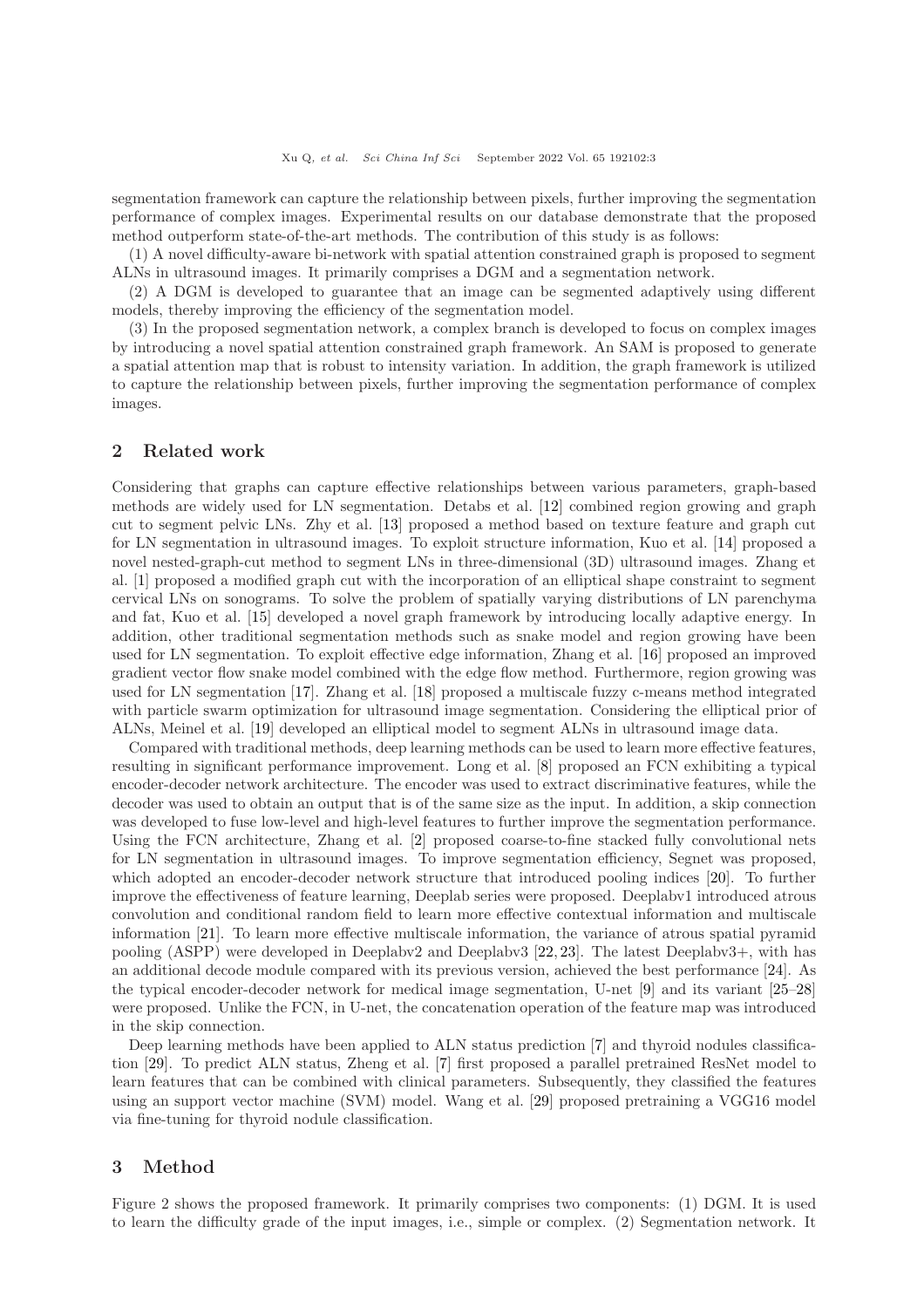segmentation framework can capture the relationship between pixels, further improving the segmentation performance of complex images. Experimental results on our database demonstrate that the proposed method outperform state-of-the-art methods. The contribution of this study is as follows:

(1) A novel difficulty-aware bi-network with spatial attention constrained graph is proposed to segment ALNs in ultrasound images. It primarily comprises a DGM and a segmentation network.

(2) A DGM is developed to guarantee that an image can be segmented adaptively using different models, thereby improving the efficiency of the segmentation model.

(3) In the proposed segmentation network, a complex branch is developed to focus on complex images by introducing a novel spatial attention constrained graph framework. An SAM is proposed to generate a spatial attention map that is robust to intensity variation. In addition, the graph framework is utilized to capture the relationship between pixels, further improving the segmentation performance of complex images.

## 2 Related work

Considering that graphs can capture effective relationships between various parameters, graph-based methods are widely used for LN segmentation. Detabs et al. [12] combined region growing and graph cut to segment pelvic LNs. Zhy et al. [13] proposed a method based on texture feature and graph cut for LN segmentation in ultrasound images. To exploit structure information, Kuo et al. [14] proposed a novel nested-graph-cut method to segment LNs in three-dimensional (3D) ultrasound images. Zhang et al. [1] proposed a modified graph cut with the incorporation of an elliptical shape constraint to segment cervical LNs on sonograms. To solve the problem of spatially varying distributions of LN parenchyma and fat, Kuo et al. [15] developed a novel graph framework by introducing locally adaptive energy. In addition, other traditional segmentation methods such as snake model and region growing have been used for LN segmentation. To exploit effective edge information, Zhang et al. [16] proposed an improved gradient vector flow snake model combined with the edge flow method. Furthermore, region growing was used for LN segmentation [17]. Zhang et al. [18] proposed a multiscale fuzzy c-means method integrated with particle swarm optimization for ultrasound image segmentation. Considering the elliptical prior of ALNs, Meinel et al. [19] developed an elliptical model to segment ALNs in ultrasound image data.

Compared with traditional methods, deep learning methods can be used to learn more effective features, resulting in significant performance improvement. Long et al. [8] proposed an FCN exhibiting a typical encoder-decoder network architecture. The encoder was used to extract discriminative features, while the decoder was used to obtain an output that is of the same size as the input. In addition, a skip connection was developed to fuse low-level and high-level features to further improve the segmentation performance. Using the FCN architecture, Zhang et al. [2] proposed coarse-to-fine stacked fully convolutional nets for LN segmentation in ultrasound images. To improve segmentation efficiency, Segnet was proposed, which adopted an encoder-decoder network structure that introduced pooling indices [20]. To further improve the effectiveness of feature learning, Deeplab series were proposed. Deeplabv1 introduced atrous convolution and conditional random field to learn more effective contextual information and multiscale information [21]. To learn more effective multiscale information, the variance of atrous spatial pyramid pooling (ASPP) were developed in Deeplabv2 and Deeplabv3 [22, 23]. The latest Deeplabv3+, with has an additional decode module compared with its previous version, achieved the best performance [24]. As the typical encoder-decoder network for medical image segmentation, U-net [9] and its variant [25–28] were proposed. Unlike the FCN, in U-net, the concatenation operation of the feature map was introduced in the skip connection.

Deep learning methods have been applied to ALN status prediction [7] and thyroid nodules classification [29]. To predict ALN status, Zheng et al. [7] first proposed a parallel pretrained ResNet model to learn features that can be combined with clinical parameters. Subsequently, they classified the features using an support vector machine (SVM) model. Wang et al. [29] proposed pretraining a VGG16 model via fine-tuning for thyroid nodule classification.

## 3 Method

Figure 2 shows the proposed framework. It primarily comprises two components: (1) DGM. It is used to learn the difficulty grade of the input images, i.e., simple or complex. (2) Segmentation network. It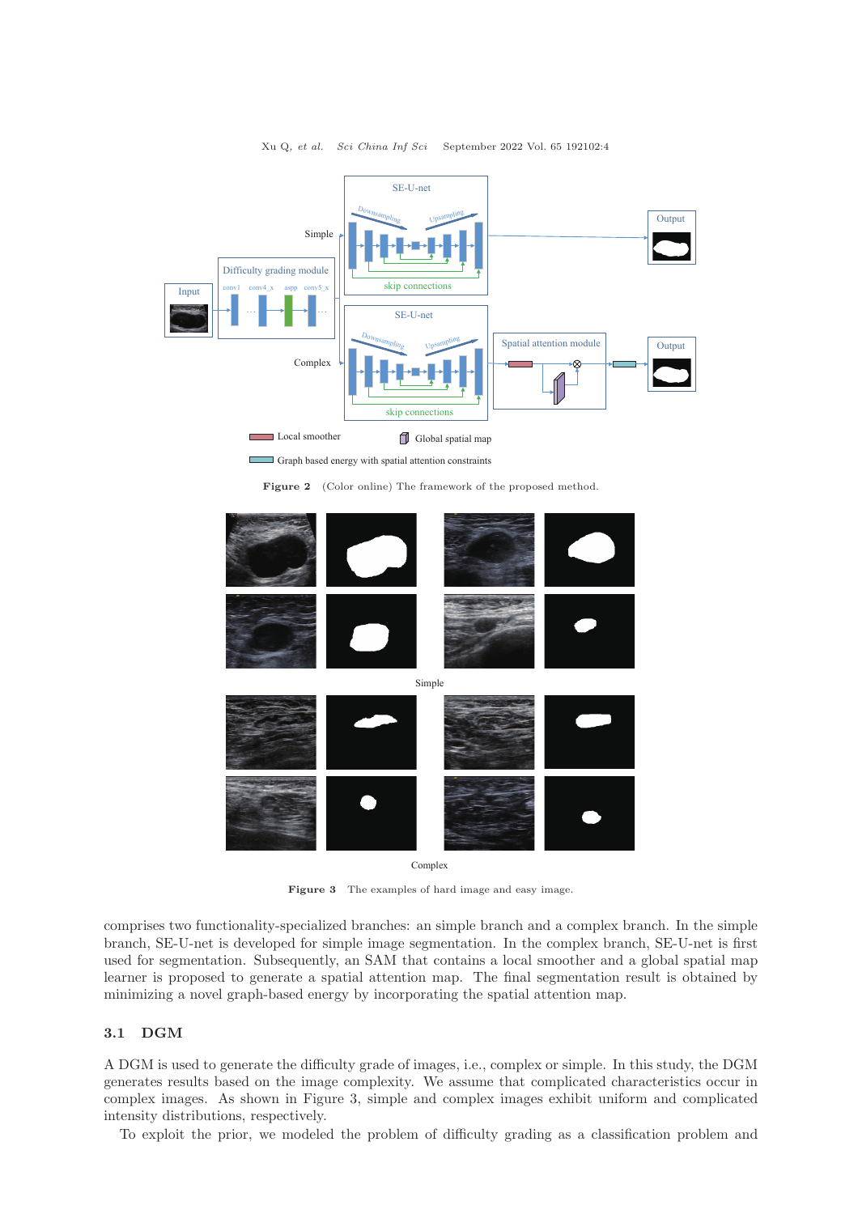Figure 2 (Color online) The framework of the proposed method.

Figure 3 The examples of hard image and easy image.

comprises two functionality-specialized branches: an simple branch and a complex branch. In the simple branch, SE-U-net is developed for simple image segmentation. In the complex branch, SE-U-net is first used for segmentation. Subsequently, an SAM that contains a local smoother and a global spatial map learner is proposed to generate a spatial attention map. The final segmentation result is obtained by minimizing a novel graph-based energy by incorporating the spatial attention map.

## 3.1 DGM

A DGM is used to generate the difficulty grade of images, i.e., complex or simple. In this study, the DGM generates results based on the image complexity. We assume that complicated characteristics occur in complex images. As shown in Figure 3, simple and complex images exhibit uniform and complicated intensity distributions, respectively.

To exploit the prior, we modeled the problem of difficulty grading as a classification problem and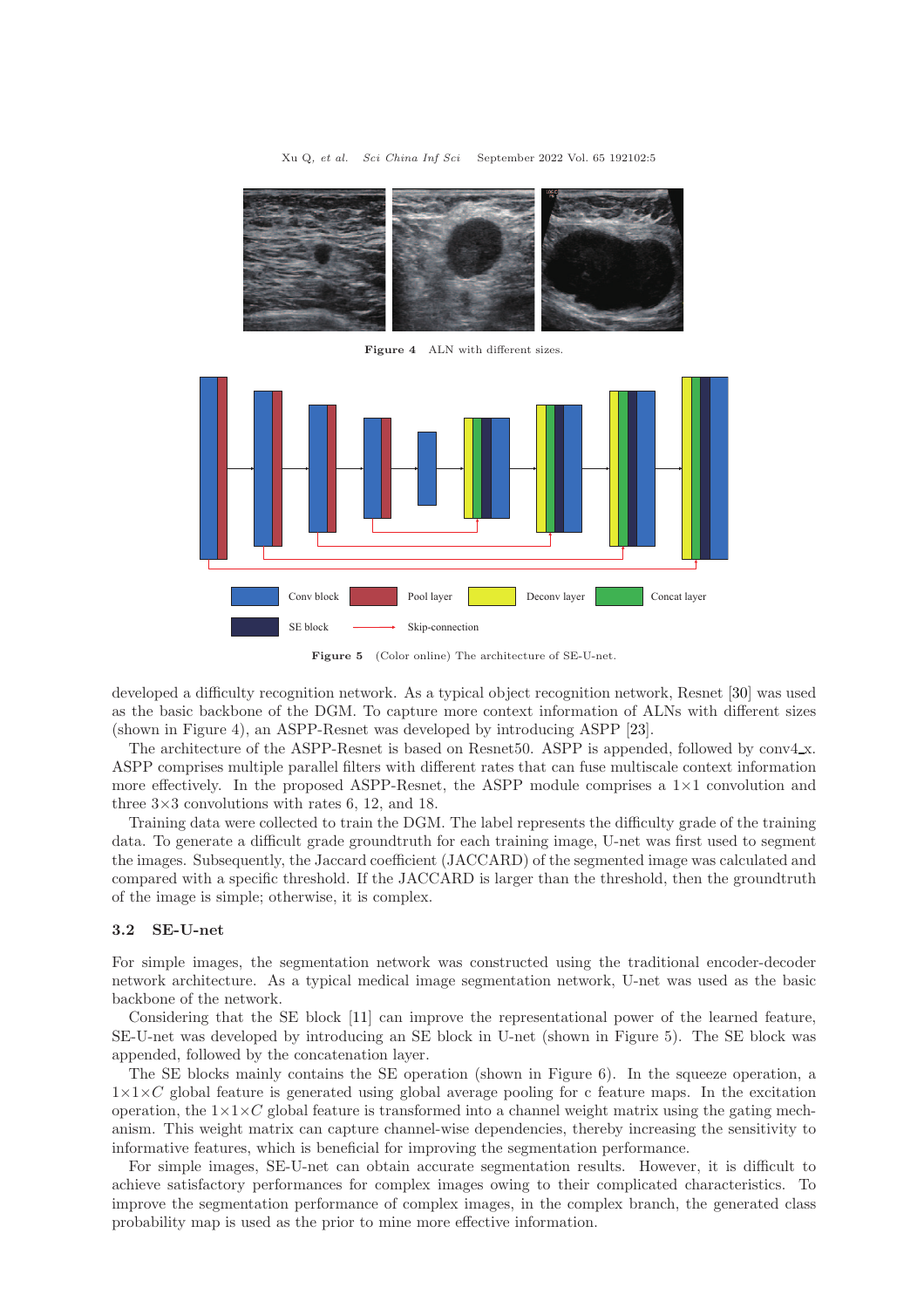Figure 4 ALN with different sizes.

Figure 5 (Color online) The architecture of SE-U-net.

developed a difficulty recognition network. As a typical object recognition network, Resnet [30] was used as the basic backbone of the DGM. To capture more context information of ALNs with different sizes (shown in Figure 4), an ASPP-Resnet was developed by introducing ASPP [23].

The architecture of the ASPP-Resnet is based on Resnet50. ASPP is appended, followed by conv4_x. ASPP comprises multiple parallel filters with different rates that can fuse multiscale context information more effectively. In the proposed ASPP-Resnet, the ASPP module comprises a $1\times1$ convolution and three $3\times3$ convolutions with rates 6, 12, and 18.

Training data were collected to train the DGM. The label represents the difficulty grade of the training data. To generate a difficult grade groundtruth for each training image, U-net was first used to segment the images. Subsequently, the Jaccard coefficient (JACCARD) of the segmented image was calculated and compared with a specific threshold. If the JACCARD is larger than the threshold, then the groundtruth of the image is simple; otherwise, it is complex.

### 3.2 SE-U-net

For simple images, the segmentation network was constructed using the traditional encoder-decoder network architecture. As a typical medical image segmentation network, U-net was used as the basic backbone of the network.

Considering that the SE block [11] can improve the representational power of the learned feature, SE-U-net was developed by introducing an SE block in U-net (shown in Figure 5). The SE block was appended, followed by the concatenation layer.

The SE blocks mainly contains the SE operation (shown in Figure 6). In the squeeze operation, a $1\times1\times C$ global feature is generated using global average pooling for c feature maps. In the excitation operation, the $1\times1\times C$ global feature is transformed into a channel weight matrix using the gating mechanism. This weight matrix can capture channel-wise dependencies, thereby increasing the sensitivity to informative features, which is beneficial for improving the segmentation performance.

For simple images, SE-U-net can obtain accurate segmentation results. However, it is difficult to achieve satisfactory performances for complex images owing to their complicated characteristics. To improve the segmentation performance of complex images, in the complex branch, the generated class probability map is used as the prior to mine more effective information.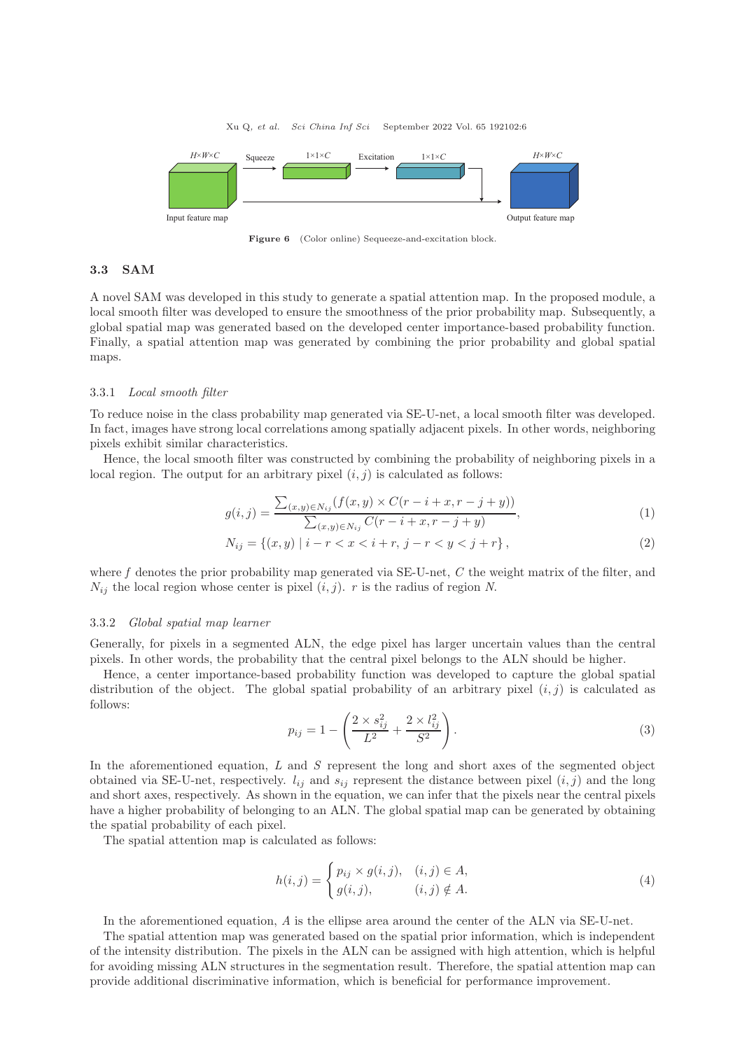Figure 6 (Color online) Seqeeze-and-excitation block.

### 3.3 SAM

A novel SAM was developed in this study to generate a spatial attention map. In the proposed module, a local smooth filter was developed to ensure the smoothness of the prior probability map. Subsequently, a global spatial map was generated based on the developed center importance-based probability function. Finally, a spatial attention map was generated by combining the prior probability and global spatial maps.

#### 3.3.1 *Local smooth filter*

To reduce noise in the class probability map generated via SE-U-net, a local smooth filter was developed. In fact, images have strong local correlations among spatially adjacent pixels. In other words, neighboring pixels exhibit similar characteristics.

Hence, the local smooth filter was constructed by combining the probability of neighboring pixels in a local region. The output for an arbitrary pixel $(i, j)$ is calculated as follows:

$$g(i,j) = \frac{\sum_{(x,y)\in N_{ij}} (f(x,y) \times C(r-i+x, r-j+y))}{\sum_{(x,y)\in N_{ij}} C(r-i+x, r-j+y)}, \tag{1}$$

$$N_{ij} = \{(x,y) \mid i-r < x < i+r,\, j-r < y < j+r\}, \tag{2}$$

where $f$ denotes the prior probability map generated via SE-U-net, $C$ the weight matrix of the filter, and $N_{ij}$ the local region whose center is pixel $(i, j)$. $r$ is the radius of region $N$.

#### 3.3.2 *Global spatial map learner*

Generally, for pixels in a segmented ALN, the edge pixel has larger uncertain values than the central pixels. In other words, the probability that the central pixel belongs to the ALN should be higher.

Hence, a center importance-based probability function was developed to capture the global spatial distribution of the object. The global spatial probability of an arbitrary pixel $(i, j)$ is calculated as follows:

$$p_{ij} = 1 - \left( \frac{2 \times s_{ij}^2}{L^2} + \frac{2 \times l_{ij}^2}{S^2} \right). \tag{3}$$

In the aforementioned equation, $L$ and $S$ represent the long and short axes of the segmented object obtained via SE-U-net, respectively. $l_{ij}$ and $s_{ij}$ represent the distance between pixel $(i, j)$ and the long and short axes, respectively. As shown in the equation, we can infer that the pixels near the central pixels have a higher probability of belonging to an ALN. The global spatial map can be generated by obtaining the spatial probability of each pixel.

The spatial attention map is calculated as follows:

$$h(i,j) = \begin{cases} p_{ij} \times g(i,j), & (i,j) \in A, \\ g(i,j), & (i,j) \notin A. \end{cases} \tag{4}$$

In the aforementioned equation, $A$ is the ellipse area around the center of the ALN via SE-U-net.

The spatial attention map was generated based on the spatial prior information, which is independent of the intensity distribution. The pixels in the ALN can be assigned with high attention, which is helpful for avoiding missing ALN structures in the segmentation result. Therefore, the spatial attention map can provide additional discriminative information, which is beneficial for performance improvement.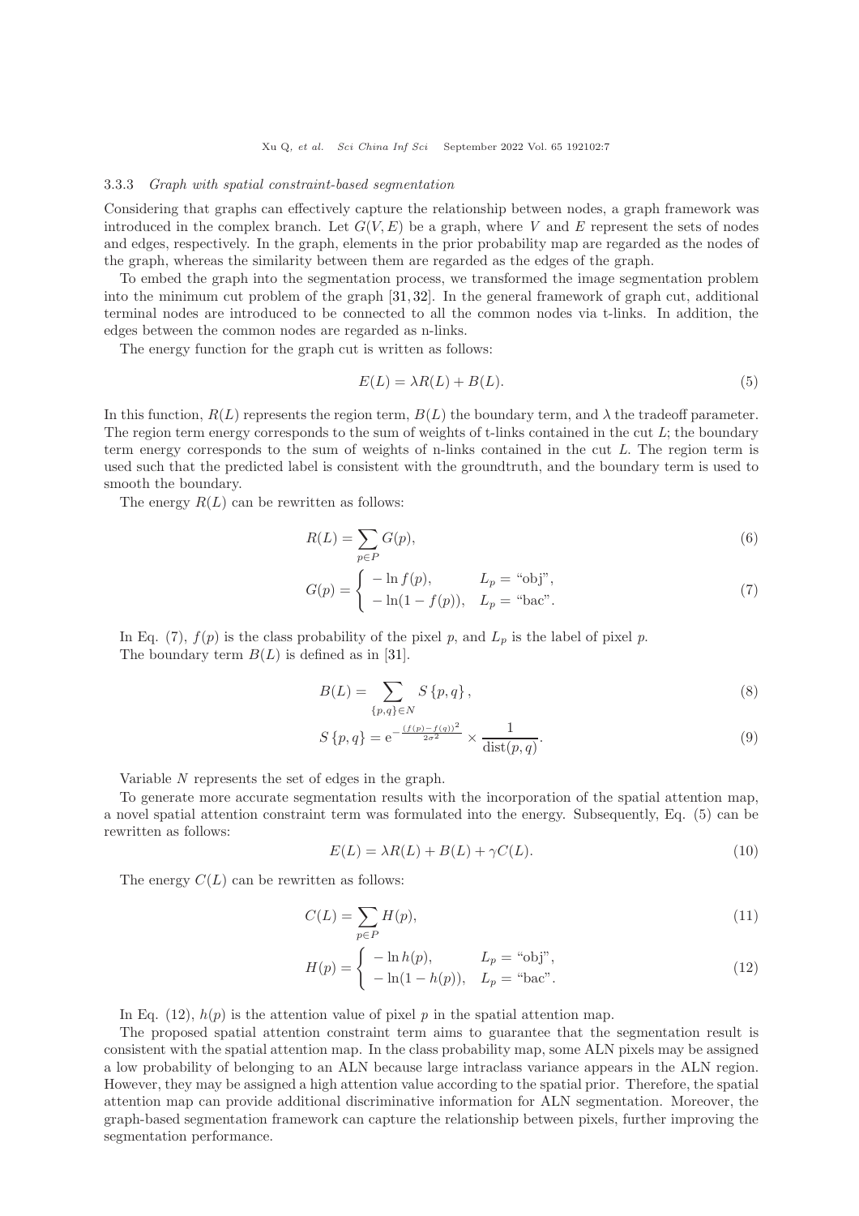#### 3.3.3 *Graph with spatial constraint-based segmentation*

Considering that graphs can effectively capture the relationship between nodes, a graph framework was introduced in the complex branch. Let $G(V, E)$ be a graph, where $V$ and $E$ represent the sets of nodes and edges, respectively. In the graph, elements in the prior probability map are regarded as the nodes of the graph, whereas the similarity between them are regarded as the edges of the graph.

To embed the graph into the segmentation process, we transformed the image segmentation problem into the minimum cut problem of the graph [31, 32]. In the general framework of graph cut, additional terminal nodes are introduced to be connected to all the common nodes via t-links. In addition, the edges between the common nodes are regarded as n-links.

The energy function for the graph cut is written as follows:

$$E(L) = \lambda R(L) + B(L). \tag{5}$$

In this function, $R(L)$ represents the region term, $B(L)$ the boundary term, and $\lambda$ the tradeoff parameter. The region term energy corresponds to the sum of weights of t-links contained in the cut $L$; the boundary term energy corresponds to the sum of weights of n-links contained in the cut $L$. The region term is used such that the predicted label is consistent with the groundtruth, and the boundary term is used to smooth the boundary.

The energy $R(L)$ can be rewritten as follows:

$$R(L) = \sum_{p \in P} G(p), \tag{6}$$

$$G(p) = \begin{cases} -\ln f(p), & L_p = \text{“obj”}, \\ -\ln(1 - f(p)), & L_p = \text{“bac”}. \end{cases} \tag{7}$$

In Eq. (7), $f(p)$ is the class probability of the pixel $p$, and $L_p$ is the label of pixel $p$.

The boundary term $B(L)$ is defined as in [31].

$$B(L) = \sum_{\{p,q\} \in N} S\{p, q\}, \tag{8}$$

$$S\{p, q\} = \mathrm{e}^{-\frac{(f(p)-f(q))^2}{2\sigma^2}} \times \frac{1}{\mathrm{dist}(p, q)}. \tag{9}$$

Variable $N$ represents the set of edges in the graph.

To generate more accurate segmentation results with the incorporation of the spatial attention map, a novel spatial attention constraint term was formulated into the energy. Subsequently, Eq. (5) can be rewritten as follows:

$$E(L) = \lambda R(L) + B(L) + \gamma C(L). \tag{10}$$

The energy $C(L)$ can be rewritten as follows:

$$C(L) = \sum_{p \in P} H(p), \tag{11}$$

$$H(p) = \begin{cases} -\ln h(p), & L_p = \text{“obj”}, \\ -\ln(1 - h(p)), & L_p = \text{“bac”}. \end{cases} \tag{12}$$

In Eq. (12), $h(p)$ is the attention value of pixel $p$ in the spatial attention map.

The proposed spatial attention constraint term aims to guarantee that the segmentation result is consistent with the spatial attention map. In the class probability map, some ALN pixels may be assigned a low probability of belonging to an ALN because large intraclass variance appears in the ALN region. However, they may be assigned a high attention value according to the spatial prior. Therefore, the spatial attention map can provide additional discriminative information for ALN segmentation. Moreover, the graph-based segmentation framework can capture the relationship between pixels, further improving the segmentation performance.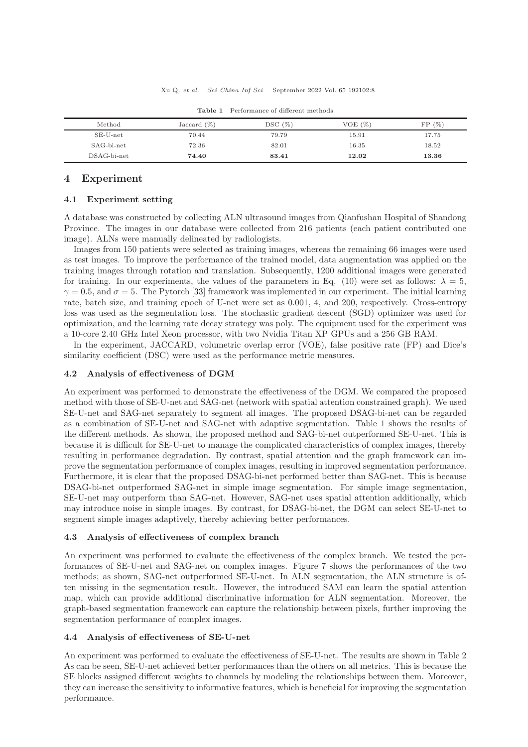**Table 1** Performance of different methods

| Method | Jaccard (%) | DSC (%) | VOE (%) | FP (%) |
|---|---|---|---|---|
| SE-U-net | 70.44 | 79.79 | 15.91 | 17.75 |
| SAG-bi-net | 72.36 | 82.01 | 16.35 | 18.52 |
| DSAG-bi-net | **74.40** | **83.41** | **12.02** | **13.36** |

# 4 Experiment

## 4.1 Experiment setting

A database was constructed by collecting ALN ultrasound images from Qianfushan Hospital of Shandong Province. The images in our database were collected from 216 patients (each patient contributed one image). ALNs were manually delineated by radiologists.

Images from 150 patients were selected as training images, whereas the remaining 66 images were used as test images. To improve the performance of the trained model, data augmentation was applied on the training images through rotation and translation. Subsequently, 1200 additional images were generated for training. In our experiments, the values of the parameters in Eq. (10) were set as follows: $\lambda = 5$, $\gamma = 0.5$, and $\sigma = 5$. The Pytorch [33] framework was implemented in our experiment. The initial learning rate, batch size, and training epoch of U-net were set as 0.001, 4, and 200, respectively. Cross-entropy loss was used as the segmentation loss. The stochastic gradient descent (SGD) optimizer was used for optimization, and the learning rate decay strategy was poly. The equipment used for the experiment was a 10-core 2.40 GHz Intel Xeon processor, with two Nvidia Titan XP GPUs and a 256 GB RAM.

In the experiment, JACCARD, volumetric overlap error (VOE), false positive rate (FP) and Dice's similarity coefficient (DSC) were used as the performance metric measures.

## 4.2 Analysis of effectiveness of DGM

An experiment was performed to demonstrate the effectiveness of the DGM. We compared the proposed method with those of SE-U-net and SAG-net (network with spatial attention constrained graph). We used SE-U-net and SAG-net separately to segment all images. The proposed DSAG-bi-net can be regarded as a combination of SE-U-net and SAG-net with adaptive segmentation. Table 1 shows the results of the different methods. As shown, the proposed method and SAG-bi-net outperformed SE-U-net. This is because it is difficult for SE-U-net to manage the complicated characteristics of complex images, thereby resulting in performance degradation. By contrast, spatial attention and the graph framework can improve the segmentation performance of complex images, resulting in improved segmentation performance. Furthermore, it is clear that the proposed DSAG-bi-net performed better than SAG-net. This is because DSAG-bi-net outperformed SAG-net in simple image segmentation. For simple image segmentation, SE-U-net may outperform than SAG-net. However, SAG-net uses spatial attention additionally, which may introduce noise in simple images. By contrast, for DSAG-bi-net, the DGM can select SE-U-net to segment simple images adaptively, thereby achieving better performances.

## 4.3 Analysis of effectiveness of complex branch

An experiment was performed to evaluate the effectiveness of the complex branch. We tested the performances of SE-U-net and SAG-net on complex images. Figure 7 shows the performances of the two methods; as shown, SAG-net outperformed SE-U-net. In ALN segmentation, the ALN structure is often missing in the segmentation result. However, the introduced SAM can learn the spatial attention map, which can provide additional discriminative information for ALN segmentation. Moreover, the graph-based segmentation framework can capture the relationship between pixels, further improving the segmentation performance of complex images.

## 4.4 Analysis of effectiveness of SE-U-net

An experiment was performed to evaluate the effectiveness of SE-U-net. The results are shown in Table 2 As can be seen, SE-U-net achieved better performances than the others on all metrics. This is because the SE blocks assigned different weights to channels by modeling the relationships between them. Moreover, they can increase the sensitivity to informative features, which is beneficial for improving the segmentation performance.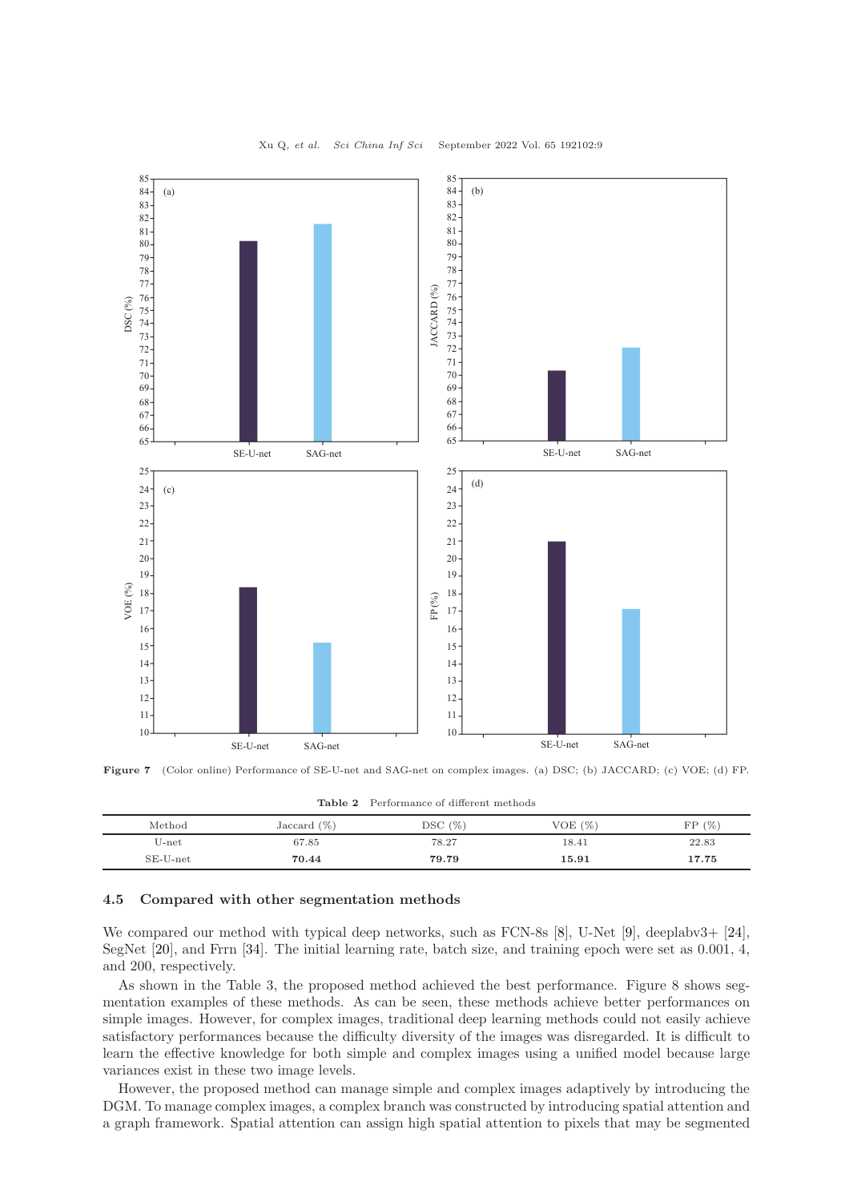Figure 7 (Color online) Performance of SE-U-net and SAG-net on complex images. (a) DSC; (b) JACCARD; (c) VOE; (d) FP.

**Table 2** Performance of different methods

| Method | Jaccard (%) | DSC (%) | VOE (%) | FP (%) |
|---|---|---|---|---|
| U-net | 67.85 | 78.27 | 18.41 | 22.83 |
| SE-U-net | **70.44** | **79.79** | **15.91** | **17.75** |

### 4.5 Compared with other segmentation methods

We compared our method with typical deep networks, such as FCN-8s [8], U-Net [9], deeplabv3+ [24], SegNet [20], and Frrn [34]. The initial learning rate, batch size, and training epoch were set as 0.001, 4, and 200, respectively.

As shown in the Table 3, the proposed method achieved the best performance. Figure 8 shows segmentation examples of these methods. As can be seen, these methods achieve better performances on simple images. However, for complex images, traditional deep learning methods could not easily achieve satisfactory performances because the difficulty diversity of the images was disregarded. It is difficult to learn the effective knowledge for both simple and complex images using a unified model because large variances exist in these two image levels.

However, the proposed method can manage simple and complex images adaptively by introducing the DGM. To manage complex images, a complex branch was constructed by introducing spatial attention and a graph framework. Spatial attention can assign high spatial attention to pixels that may be segmented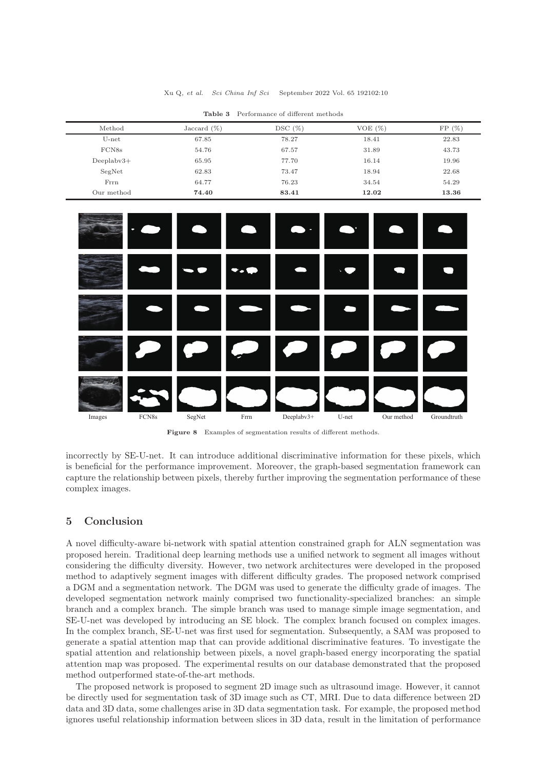**Table 3** Performance of different methods

| Method | Jaccard (%) | DSC (%) | VOE (%) | FP (%) |
|---|---|---|---|---|
| U-net | 67.85 | 78.27 | 18.41 | 22.83 |
| FCN8s | 54.76 | 67.57 | 31.89 | 43.73 |
| Deeplabv3+ | 65.95 | 77.70 | 16.14 | 19.96 |
| SegNet | 62.83 | 73.47 | 18.94 | 22.68 |
| Frrn | 64.77 | 76.23 | 34.54 | 54.29 |
| Our method | **74.40** | **83.41** | **12.02** | **13.36** |

**Figure 8** Examples of segmentation results of different methods.

incorrectly by SE-U-net. It can introduce additional discriminative information for these pixels, which is beneficial for the performance improvement. Moreover, the graph-based segmentation framework can capture the relationship between pixels, thereby further improving the segmentation performance of these complex images.

## 5 Conclusion

A novel difficulty-aware bi-network with spatial attention constrained graph for ALN segmentation was proposed herein. Traditional deep learning methods use a unified network to segment all images without considering the difficulty diversity. However, two network architectures were developed in the proposed method to adaptively segment images with different difficulty grades. The proposed network comprised a DGM and a segmentation network. The DGM was used to generate the difficulty grade of images. The developed segmentation network mainly comprised two functionality-specialized branches: an simple branch and a complex branch. The simple branch was used to manage simple image segmentation, and SE-U-net was developed by introducing an SE block. The complex branch focused on complex images. In the complex branch, SE-U-net was first used for segmentation. Subsequently, a SAM was proposed to generate a spatial attention map that can provide additional discriminative features. To investigate the spatial attention and relationship between pixels, a novel graph-based energy incorporating the spatial attention map was proposed. The experimental results on our database demonstrated that the proposed method outperformed state-of-the-art methods.

The proposed network is proposed to segment 2D image such as ultrasound image. However, it cannot be directly used for segmentation task of 3D image such as CT, MRI. Due to data difference between 2D data and 3D data, some challenges arise in 3D data segmentation task. For example, the proposed method ignores useful relationship information between slices in 3D data, result in the limitation of performance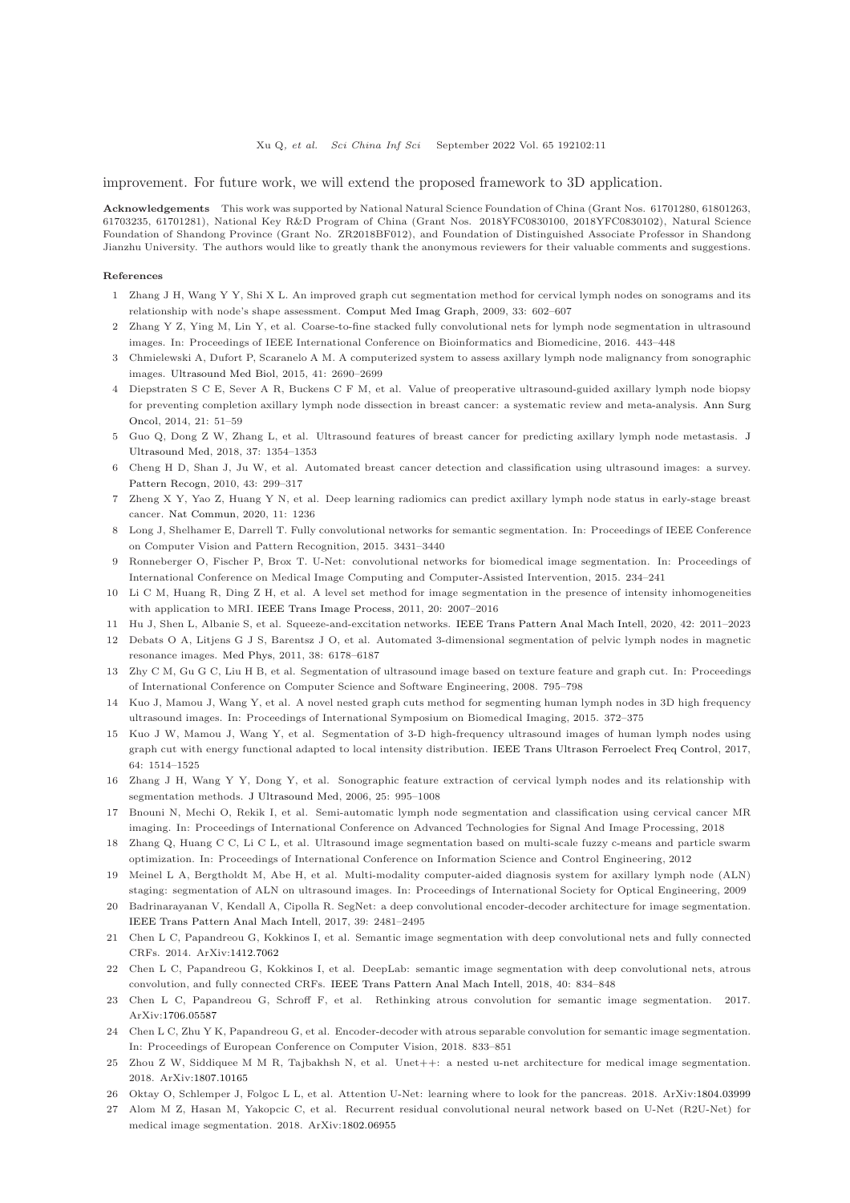improvement. For future work, we will extend the proposed framework to 3D application.

**Acknowledgements** This work was supported by National Natural Science Foundation of China (Grant Nos. 61701280, 61801263, 61703235, 61701281), National Key R&D Program of China (Grant Nos. 2018YFC0830100, 2018YFC0830102), Natural Science Foundation of Shandong Province (Grant No. ZR2018BF012), and Foundation of Distinguished Associate Professor in Shandong Jianzhu University. The authors would like to greatly thank the anonymous reviewers for their valuable comments and suggestions.

## References

1. Zhang J H, Wang Y Y, Shi X L. An improved graph cut segmentation method for cervical lymph nodes on sonograms and its relationship with node's shape assessment. Comput Med Imag Graph, 2009, 33: 602–607
2. Zhang Y Z, Ying M, Lin Y, et al. Coarse-to-fine stacked fully convolutional nets for lymph node segmentation in ultrasound images. In: Proceedings of IEEE International Conference on Bioinformatics and Biomedicine, 2016. 443–448
3. Chmielewski A, Dufort P, Scaranelo A M. A computerized system to assess axillary lymph node malignancy from sonographic images. Ultrasound Med Biol, 2015, 41: 2690–2699
4. Diepstraten S C E, Sever A R, Buckens C F M, et al. Value of preoperative ultrasound-guided axillary lymph node biopsy for preventing completion axillary lymph node dissection in breast cancer: a systematic review and meta-analysis. Ann Surg Oncol, 2014, 21: 51–59
5. Guo Q, Dong Z W, Zhang L, et al. Ultrasound features of breast cancer for predicting axillary lymph node metastasis. J Ultrasound Med, 2018, 37: 1354–1353
6. Cheng H D, Shan J, Ju W, et al. Automated breast cancer detection and classification using ultrasound images: a survey. Pattern Recogn, 2010, 43: 299–317
7. Zheng X Y, Yao Z, Huang Y N, et al. Deep learning radiomics can predict axillary lymph node status in early-stage breast cancer. Nat Commun, 2020, 11: 1236
8. Long J, Shelhamer E, Darrell T. Fully convolutional networks for semantic segmentation. In: Proceedings of IEEE Conference on Computer Vision and Pattern Recognition, 2015. 3431–3440
9. Ronneberger O, Fischer P, Brox T. U-Net: convolutional networks for biomedical image segmentation. In: Proceedings of International Conference on Medical Image Computing and Computer-Assisted Intervention, 2015. 234–241
10. Li C M, Huang R, Ding Z H, et al. A level set method for image segmentation in the presence of intensity inhomogeneities with application to MRI. IEEE Trans Image Process, 2011, 20: 2007–2016
11. Hu J, Shen L, Albanie S, et al. Squeeze-and-excitation networks. IEEE Trans Pattern Anal Mach Intell, 2020, 42: 2011–2023
12. Debats O A, Litjens G J S, Barentsz J O, et al. Automated 3-dimensional segmentation of pelvic lymph nodes in magnetic resonance images. Med Phys, 2011, 38: 6178–6187
13. Zhy C M, Gu G C, Liu H B, et al. Segmentation of ultrasound image based on texture feature and graph cut. In: Proceedings of International Conference on Computer Science and Software Engineering, 2008. 795–798
14. Kuo J, Mamou J, Wang Y, et al. A novel nested graph cuts method for segmenting human lymph nodes in 3D high frequency ultrasound images. In: Proceedings of International Symposium on Biomedical Imaging, 2015. 372–375
15. Kuo J W, Mamou J, Wang Y, et al. Segmentation of 3-D high-frequency ultrasound images of human lymph nodes using graph cut with energy functional adapted to local intensity distribution. IEEE Trans Ultrason Ferroelect Freq Control, 2017, 64: 1514–1525
16. Zhang J H, Wang Y Y, Dong Y, et al. Sonographic feature extraction of cervical lymph nodes and its relationship with segmentation methods. J Ultrasound Med, 2006, 25: 995–1008
17. Bnouni N, Mechi O, Rekik I, et al. Semi-automatic lymph node segmentation and classification using cervical cancer MR imaging. In: Proceedings of International Conference on Advanced Technologies for Signal And Image Processing, 2018
18. Zhang Q, Huang C C, Li C L, et al. Ultrasound image segmentation based on multi-scale fuzzy c-means and particle swarm optimization. In: Proceedings of International Conference on Information Science and Control Engineering, 2012
19. Meinel L A, Bergtholdt M, Abe H, et al. Multi-modality computer-aided diagnosis system for axillary lymph node (ALN) staging: segmentation of ALN on ultrasound images. In: Proceedings of International Society for Optical Engineering, 2009
20. Badrinarayanan V, Kendall A, Cipolla R. SegNet: a deep convolutional encoder-decoder architecture for image segmentation. IEEE Trans Pattern Anal Mach Intell, 2017, 39: 2481–2495
21. Chen L C, Papandreou G, Kokkinos I, et al. Semantic image segmentation with deep convolutional nets and fully connected CRFs. 2014. ArXiv:1412.7062
22. Chen L C, Papandreou G, Kokkinos I, et al. DeepLab: semantic image segmentation with deep convolutional nets, atrous convolution, and fully connected CRFs. IEEE Trans Pattern Anal Mach Intell, 2018, 40: 834–848
23. Chen L C, Papandreou G, Schroff F, et al. Rethinking atrous convolution for semantic image segmentation. 2017. ArXiv:1706.05587
24. Chen L C, Zhu Y K, Papandreou G, et al. Encoder-decoder with atrous separable convolution for semantic image segmentation. In: Proceedings of European Conference on Computer Vision, 2018. 833–851
25. Zhou Z W, Siddiquee M M R, Tajbakhsh N, et al. Unet++: a nested u-net architecture for medical image segmentation. 2018. ArXiv:1807.10165
26. Oktay O, Schlemper J, Folgoc L L, et al. Attention U-Net: learning where to look for the pancreas. 2018. ArXiv:1804.03999
27. Alom M Z, Hasan M, Yakopcic C, et al. Recurrent residual convolutional neural network based on U-Net (R2U-Net) for medical image segmentation. 2018. ArXiv:1802.06955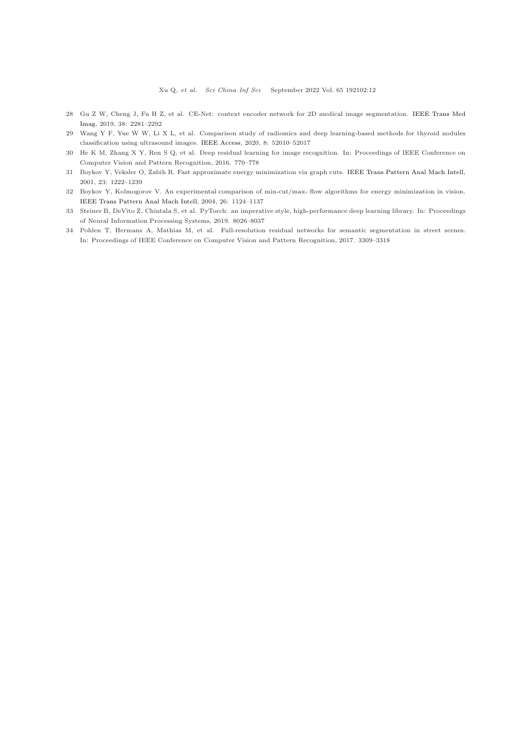28 Gu Z W, Cheng J, Fu H Z, et al. CE-Net: context encoder network for 2D medical image segmentation. IEEE Trans Med Imag, 2019, 38: 2281–2292

29 Wang Y F, Yue W W, Li X L, et al. Comparison study of radiomics and deep learning-based methods for thyroid nodules classification using ultrasound images. IEEE Access, 2020, 8: 52010–52017

30 He K M, Zhang X Y, Ren S Q, et al. Deep residual learning for image recognition. In: Proceedings of IEEE Conference on Computer Vision and Pattern Recognition, 2016. 770–778

31 Boykov Y, Veksler O, Zabih R. Fast approximate energy minimization via graph cuts. IEEE Trans Pattern Anal Mach Intell, 2001, 23: 1222–1239

32 Boykov Y, Kolmogorov V. An experimental comparison of min-cut/max- flow algorithms for energy minimization in vision. IEEE Trans Pattern Anal Mach Intell, 2004, 26: 1124–1137

33 Steiner B, DeVito Z, Chintala S, et al. PyTorch: an imperative style, high-performance deep learning library. In: Proceedings of Neural Information Processing Systems, 2019. 8026–8037

34 Pohlen T, Hermans A, Mathias M, et al. Full-resolution residual networks for semantic segmentation in street scenes. In: Proceedings of IEEE Conference on Computer Vision and Pattern Recognition, 2017. 3309–3318